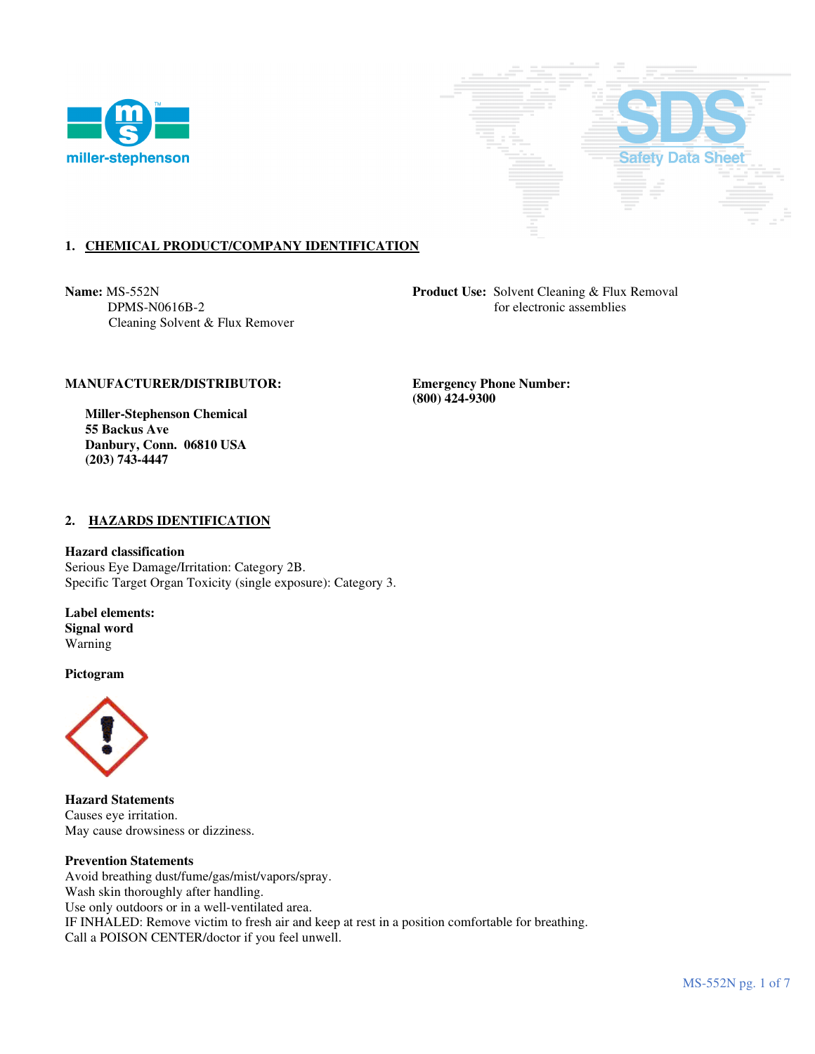## 1. CHEMICAL PRODUCT/COMPANY IDENTIFICATION

**Name:** MS-552N
DPMS-N0616B-2
Cleaning Solvent & Flux Remover

**Product Use:** Solvent Cleaning & Flux Removal for electronic assemblies

**MANUFACTURER/DISTRIBUTOR:**

**Miller-Stephenson Chemical**
**55 Backus Ave**
**Danbury, Conn. 06810 USA**
**(203) 743-4447**

**Emergency Phone Number:**
**(800) 424-9300**

## 2. HAZARDS IDENTIFICATION

**Hazard classification**
Serious Eye Damage/Irritation: Category 2B.
Specific Target Organ Toxicity (single exposure): Category 3.

**Label elements:**
**Signal word**
Warning

**Pictogram**

**Hazard Statements**
Causes eye irritation.
May cause drowsiness or dizziness.

**Prevention Statements**
Avoid breathing dust/fume/gas/mist/vapors/spray.
Wash skin thoroughly after handling.
Use only outdoors or in a well-ventilated area.
IF INHALED: Remove victim to fresh air and keep at rest in a position comfortable for breathing.
Call a POISON CENTER/doctor if you feel unwell.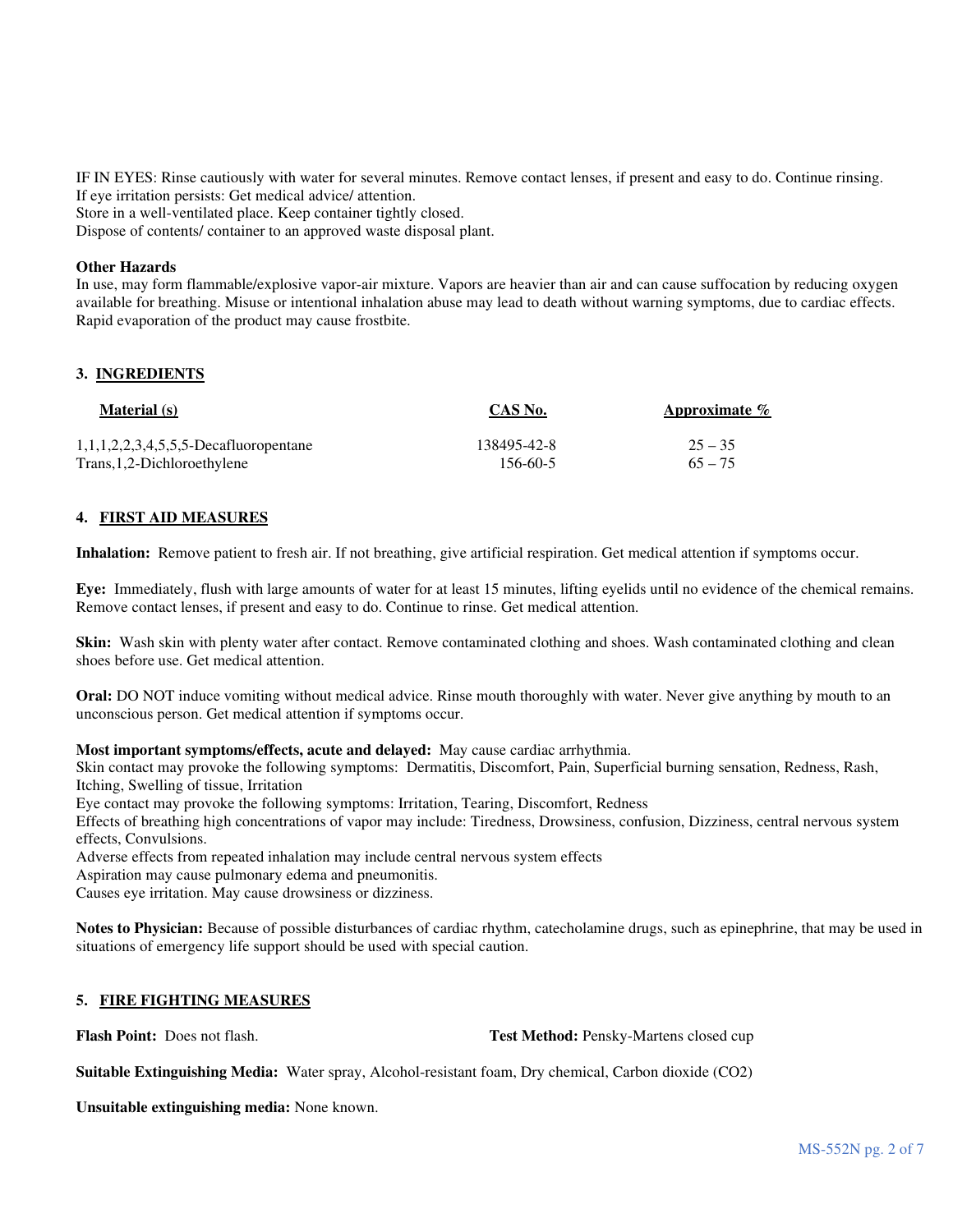IF IN EYES: Rinse cautiously with water for several minutes. Remove contact lenses, if present and easy to do. Continue rinsing.
If eye irritation persists: Get medical advice/ attention.
Store in a well-ventilated place. Keep container tightly closed.
Dispose of contents/ container to an approved waste disposal plant.

**Other Hazards**
In use, may form flammable/explosive vapor-air mixture. Vapors are heavier than air and can cause suffocation by reducing oxygen available for breathing. Misuse or intentional inhalation abuse may lead to death without warning symptoms, due to cardiac effects. Rapid evaporation of the product may cause frostbite.

## 3. INGREDIENTS

| Material (s) | CAS No. | Approximate % |
|---|---|---|
| 1,1,1,2,2,3,4,5,5,5-Decafluoropentane | 138495-42-8 | 25 – 35 |
| Trans,1,2-Dichloroethylene | 156-60-5 | 65 – 75 |

## 4. FIRST AID MEASURES

**Inhalation:** Remove patient to fresh air. If not breathing, give artificial respiration. Get medical attention if symptoms occur.

**Eye:** Immediately, flush with large amounts of water for at least 15 minutes, lifting eyelids until no evidence of the chemical remains. Remove contact lenses, if present and easy to do. Continue to rinse. Get medical attention.

**Skin:** Wash skin with plenty water after contact. Remove contaminated clothing and shoes. Wash contaminated clothing and clean shoes before use. Get medical attention.

**Oral:** DO NOT induce vomiting without medical advice. Rinse mouth thoroughly with water. Never give anything by mouth to an unconscious person. Get medical attention if symptoms occur.

**Most important symptoms/effects, acute and delayed:** May cause cardiac arrhythmia.
Skin contact may provoke the following symptoms: Dermatitis, Discomfort, Pain, Superficial burning sensation, Redness, Rash, Itching, Swelling of tissue, Irritation
Eye contact may provoke the following symptoms: Irritation, Tearing, Discomfort, Redness
Effects of breathing high concentrations of vapor may include: Tiredness, Drowsiness, confusion, Dizziness, central nervous system effects, Convulsions.
Adverse effects from repeated inhalation may include central nervous system effects
Aspiration may cause pulmonary edema and pneumonitis.
Causes eye irritation. May cause drowsiness or dizziness.

**Notes to Physician:** Because of possible disturbances of cardiac rhythm, catecholamine drugs, such as epinephrine, that may be used in situations of emergency life support should be used with special caution.

## 5. FIRE FIGHTING MEASURES

**Flash Point:** Does not flash. **Test Method:** Pensky-Martens closed cup

**Suitable Extinguishing Media:** Water spray, Alcohol-resistant foam, Dry chemical, Carbon dioxide (CO2)

**Unsuitable extinguishing media:** None known.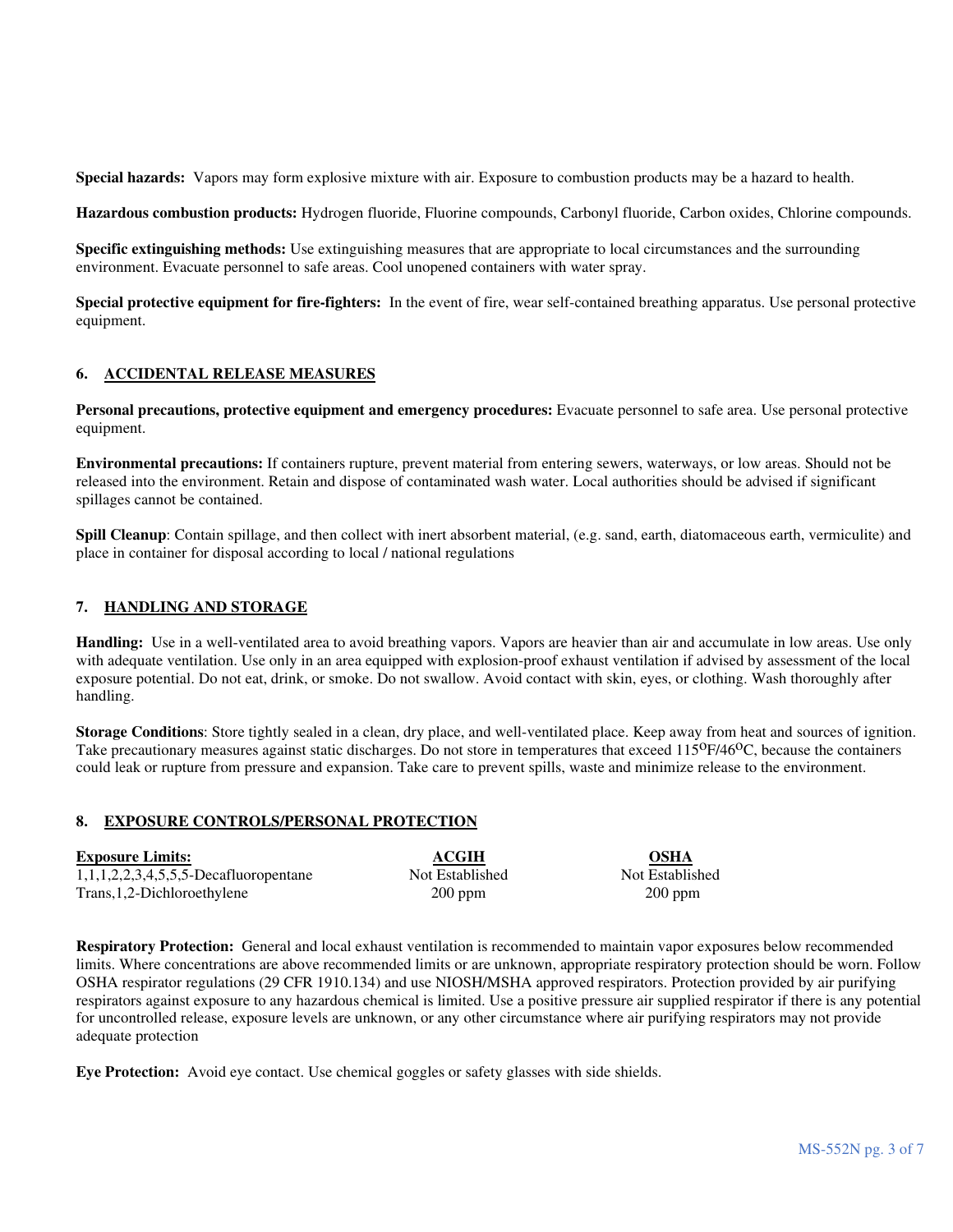**Special hazards:** Vapors may form explosive mixture with air. Exposure to combustion products may be a hazard to health.

**Hazardous combustion products:** Hydrogen fluoride, Fluorine compounds, Carbonyl fluoride, Carbon oxides, Chlorine compounds.

**Specific extinguishing methods:** Use extinguishing measures that are appropriate to local circumstances and the surrounding environment. Evacuate personnel to safe areas. Cool unopened containers with water spray.

**Special protective equipment for fire-fighters:** In the event of fire, wear self-contained breathing apparatus. Use personal protective equipment.

## 6. ACCIDENTAL RELEASE MEASURES

**Personal precautions, protective equipment and emergency procedures:** Evacuate personnel to safe area. Use personal protective equipment.

**Environmental precautions:** If containers rupture, prevent material from entering sewers, waterways, or low areas. Should not be released into the environment. Retain and dispose of contaminated wash water. Local authorities should be advised if significant spillages cannot be contained.

**Spill Cleanup**: Contain spillage, and then collect with inert absorbent material, (e.g. sand, earth, diatomaceous earth, vermiculite) and place in container for disposal according to local / national regulations

## 7. HANDLING AND STORAGE

**Handling:** Use in a well-ventilated area to avoid breathing vapors. Vapors are heavier than air and accumulate in low areas. Use only with adequate ventilation. Use only in an area equipped with explosion-proof exhaust ventilation if advised by assessment of the local exposure potential. Do not eat, drink, or smoke. Do not swallow. Avoid contact with skin, eyes, or clothing. Wash thoroughly after handling.

**Storage Conditions**: Store tightly sealed in a clean, dry place, and well-ventilated place. Keep away from heat and sources of ignition. Take precautionary measures against static discharges. Do not store in temperatures that exceed 115$^{O}$F/46$^{O}$C, because the containers could leak or rupture from pressure and expansion. Take care to prevent spills, waste and minimize release to the environment.

## 8. EXPOSURE CONTROLS/PERSONAL PROTECTION

| Exposure Limits: | ACGIH | OSHA |
|---|---|---|
| 1,1,1,2,2,3,4,5,5,5-Decafluoropentane | Not Established | Not Established |
| Trans,1,2-Dichloroethylene | 200 ppm | 200 ppm |

**Respiratory Protection:** General and local exhaust ventilation is recommended to maintain vapor exposures below recommended limits. Where concentrations are above recommended limits or are unknown, appropriate respiratory protection should be worn. Follow OSHA respirator regulations (29 CFR 1910.134) and use NIOSH/MSHA approved respirators. Protection provided by air purifying respirators against exposure to any hazardous chemical is limited. Use a positive pressure air supplied respirator if there is any potential for uncontrolled release, exposure levels are unknown, or any other circumstance where air purifying respirators may not provide adequate protection

**Eye Protection:** Avoid eye contact. Use chemical goggles or safety glasses with side shields.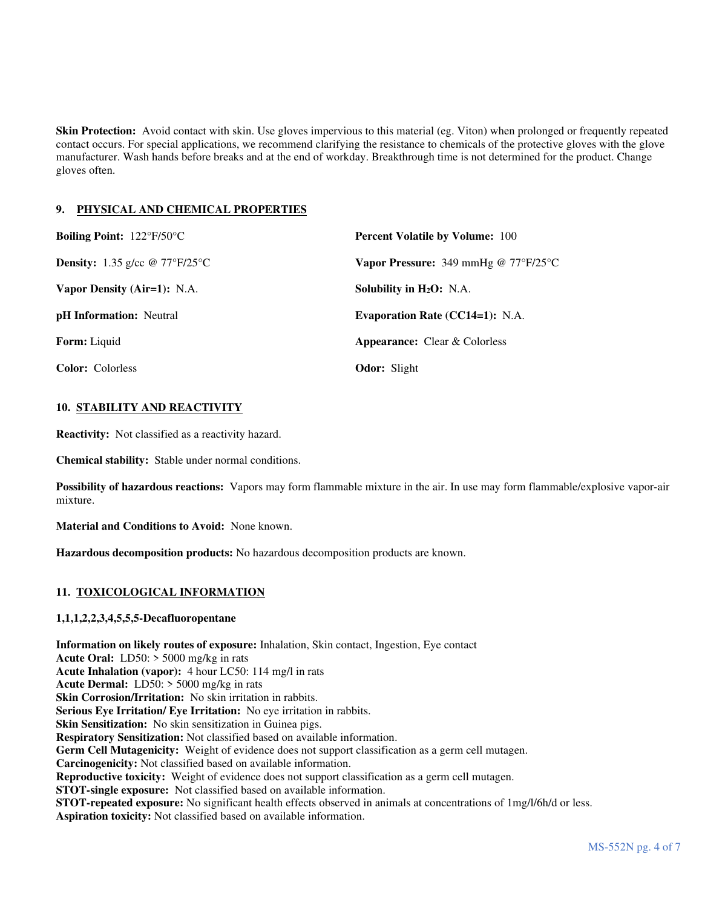**Skin Protection:** Avoid contact with skin. Use gloves impervious to this material (eg. Viton) when prolonged or frequently repeated contact occurs. For special applications, we recommend clarifying the resistance to chemicals of the protective gloves with the glove manufacturer. Wash hands before breaks and at the end of workday. Breakthrough time is not determined for the product. Change gloves often.

## 9. PHYSICAL AND CHEMICAL PROPERTIES

**Boiling Point:** 122°F/50°C

**Percent Volatile by Volume:** 100

**Density:** 1.35 g/cc @ 77°F/25°C

**Vapor Pressure:** 349 mmHg @ 77°F/25°C

**Vapor Density (Air=1):** N.A.

**Solubility in $H_2O$:** N.A.

**pH Information:** Neutral

**Evaporation Rate (CC14=1):** N.A.

**Form:** Liquid

**Appearance:** Clear & Colorless

**Color:** Colorless

**Odor:** Slight

## 10. STABILITY AND REACTIVITY

**Reactivity:** Not classified as a reactivity hazard.

**Chemical stability:** Stable under normal conditions.

**Possibility of hazardous reactions:** Vapors may form flammable mixture in the air. In use may form flammable/explosive vapor-air mixture.

**Material and Conditions to Avoid:** None known.

**Hazardous decomposition products:** No hazardous decomposition products are known.

## 11. TOXICOLOGICAL INFORMATION

**1,1,1,2,2,3,4,5,5,5-Decafluoropentane**

**Information on likely routes of exposure:** Inhalation, Skin contact, Ingestion, Eye contact
**Acute Oral:** LD50: > 5000 mg/kg in rats
**Acute Inhalation (vapor):** 4 hour LC50: 114 mg/l in rats
**Acute Dermal:** LD50: > 5000 mg/kg in rats
**Skin Corrosion/Irritation:** No skin irritation in rabbits.
**Serious Eye Irritation/ Eye Irritation:** No eye irritation in rabbits.
**Skin Sensitization:** No skin sensitization in Guinea pigs.
**Respiratory Sensitization:** Not classified based on available information.
**Germ Cell Mutagenicity:** Weight of evidence does not support classification as a germ cell mutagen.
**Carcinogenicity:** Not classified based on available information.
**Reproductive toxicity:** Weight of evidence does not support classification as a germ cell mutagen.
**STOT-single exposure:** Not classified based on available information.
**STOT-repeated exposure:** No significant health effects observed in animals at concentrations of 1mg/l/6h/d or less.
**Aspiration toxicity:** Not classified based on available information.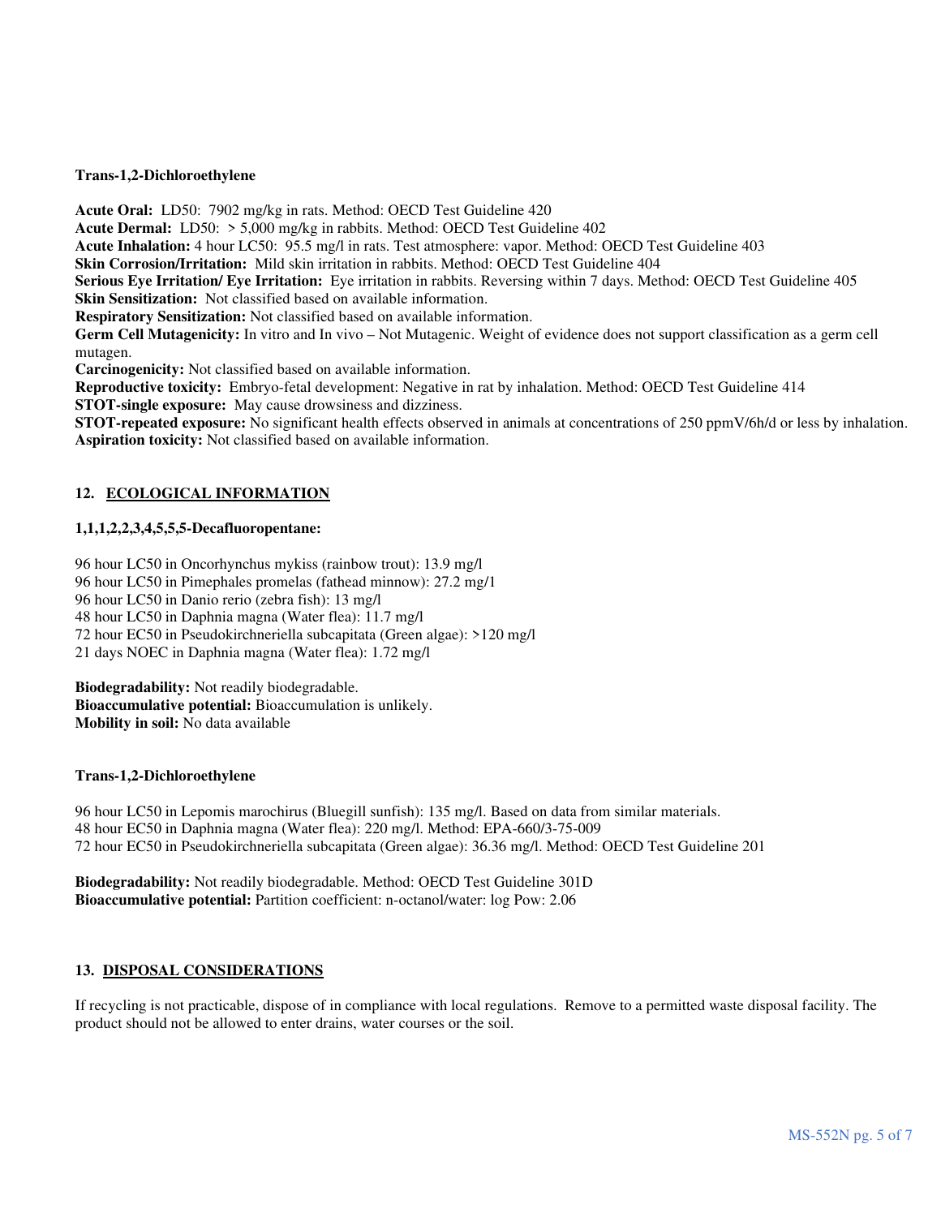**Trans-1,2-Dichloroethylene**

**Acute Oral:** LD50: 7902 mg/kg in rats. Method: OECD Test Guideline 420
**Acute Dermal:** LD50: > 5,000 mg/kg in rabbits. Method: OECD Test Guideline 402
**Acute Inhalation:** 4 hour LC50: 95.5 mg/l in rats. Test atmosphere: vapor. Method: OECD Test Guideline 403
**Skin Corrosion/Irritation:** Mild skin irritation in rabbits. Method: OECD Test Guideline 404
**Serious Eye Irritation/ Eye Irritation:** Eye irritation in rabbits. Reversing within 7 days. Method: OECD Test Guideline 405
**Skin Sensitization:** Not classified based on available information.
**Respiratory Sensitization:** Not classified based on available information.
**Germ Cell Mutagenicity:** In vitro and In vivo – Not Mutagenic. Weight of evidence does not support classification as a germ cell mutagen.
**Carcinogenicity:** Not classified based on available information.
**Reproductive toxicity:** Embryo-fetal development: Negative in rat by inhalation. Method: OECD Test Guideline 414
**STOT-single exposure:** May cause drowsiness and dizziness.
**STOT-repeated exposure:** No significant health effects observed in animals at concentrations of 250 ppmV/6h/d or less by inhalation.
**Aspiration toxicity:** Not classified based on available information.

## 12. ECOLOGICAL INFORMATION

**1,1,1,2,2,3,4,5,5,5-Decafluoropentane:**

96 hour LC50 in Oncorhynchus mykiss (rainbow trout): 13.9 mg/l
96 hour LC50 in Pimephales promelas (fathead minnow): 27.2 mg/1
96 hour LC50 in Danio rerio (zebra fish): 13 mg/l
48 hour LC50 in Daphnia magna (Water flea): 11.7 mg/l
72 hour EC50 in Pseudokirchneriella subcapitata (Green algae): >120 mg/l
21 days NOEC in Daphnia magna (Water flea): 1.72 mg/l

**Biodegradability:** Not readily biodegradable.
**Bioaccumulative potential:** Bioaccumulation is unlikely.
**Mobility in soil:** No data available

**Trans-1,2-Dichloroethylene**

96 hour LC50 in Lepomis marochirus (Bluegill sunfish): 135 mg/l. Based on data from similar materials.
48 hour EC50 in Daphnia magna (Water flea): 220 mg/l. Method: EPA-660/3-75-009
72 hour EC50 in Pseudokirchneriella subcapitata (Green algae): 36.36 mg/l. Method: OECD Test Guideline 201

**Biodegradability:** Not readily biodegradable. Method: OECD Test Guideline 301D
**Bioaccumulative potential:** Partition coefficient: n-octanol/water: log Pow: 2.06

## 13. DISPOSAL CONSIDERATIONS

If recycling is not practicable, dispose of in compliance with local regulations. Remove to a permitted waste disposal facility. The product should not be allowed to enter drains, water courses or the soil.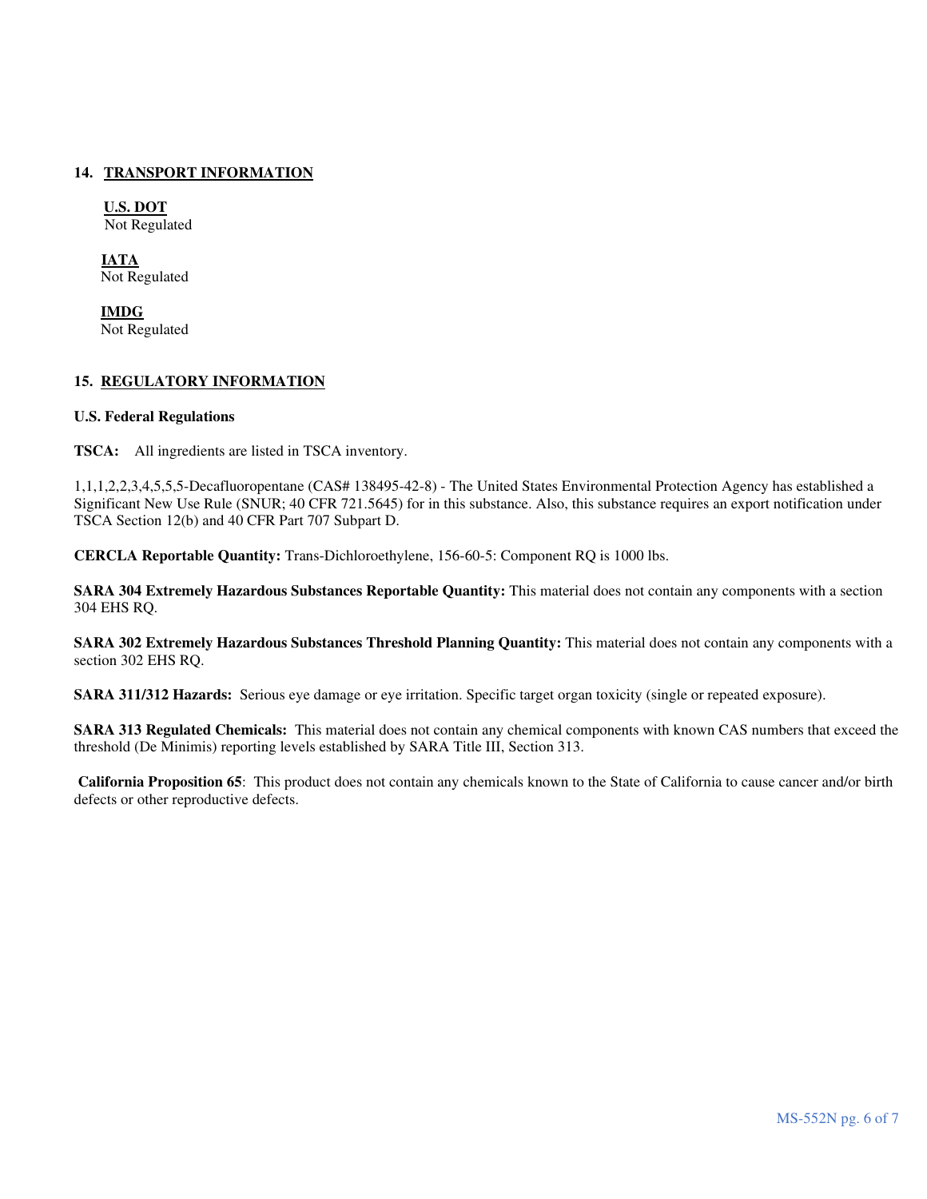## 14. TRANSPORT INFORMATION

**U.S. DOT**
Not Regulated

**IATA**
Not Regulated

**IMDG**
Not Regulated

## 15. REGULATORY INFORMATION

**U.S. Federal Regulations**

**TSCA:** All ingredients are listed in TSCA inventory.

1,1,1,2,2,3,4,5,5,5-Decafluoropentane (CAS# 138495-42-8) - The United States Environmental Protection Agency has established a Significant New Use Rule (SNUR; 40 CFR 721.5645) for in this substance. Also, this substance requires an export notification under TSCA Section 12(b) and 40 CFR Part 707 Subpart D.

**CERCLA Reportable Quantity:** Trans-Dichloroethylene, 156-60-5: Component RQ is 1000 lbs.

**SARA 304 Extremely Hazardous Substances Reportable Quantity:** This material does not contain any components with a section 304 EHS RQ.

**SARA 302 Extremely Hazardous Substances Threshold Planning Quantity:** This material does not contain any components with a section 302 EHS RQ.

**SARA 311/312 Hazards:** Serious eye damage or eye irritation. Specific target organ toxicity (single or repeated exposure).

**SARA 313 Regulated Chemicals:** This material does not contain any chemical components with known CAS numbers that exceed the threshold (De Minimis) reporting levels established by SARA Title III, Section 313.

**California Proposition 65**: This product does not contain any chemicals known to the State of California to cause cancer and/or birth defects or other reproductive defects.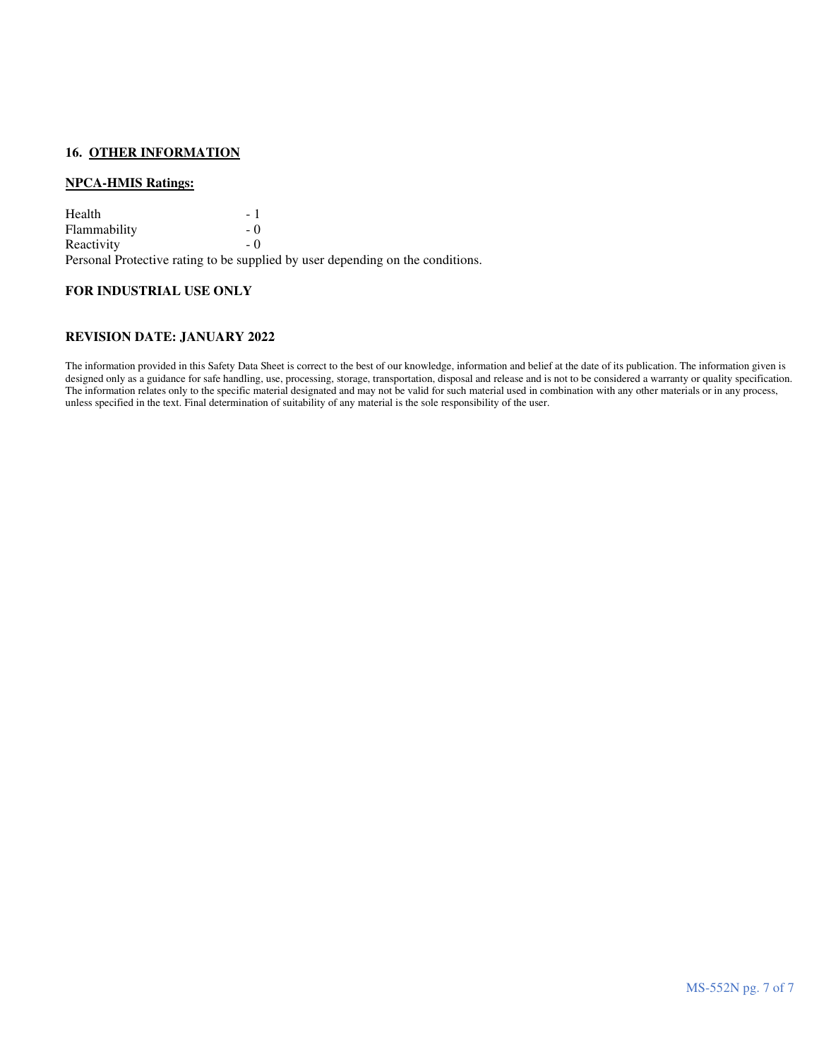## 16. OTHER INFORMATION

**NPCA-HMIS Ratings:**

| | |
|---|---|
| Health | - 1 |
| Flammability | - 0 |
| Reactivity | - 0 |

Personal Protective rating to be supplied by user depending on the conditions.

**FOR INDUSTRIAL USE ONLY**

**REVISION DATE: JANUARY 2022**

The information provided in this Safety Data Sheet is correct to the best of our knowledge, information and belief at the date of its publication. The information given is designed only as a guidance for safe handling, use, processing, storage, transportation, disposal and release and is not to be considered a warranty or quality specification. The information relates only to the specific material designated and may not be valid for such material used in combination with any other materials or in any process, unless specified in the text. Final determination of suitability of any material is the sole responsibility of the user.